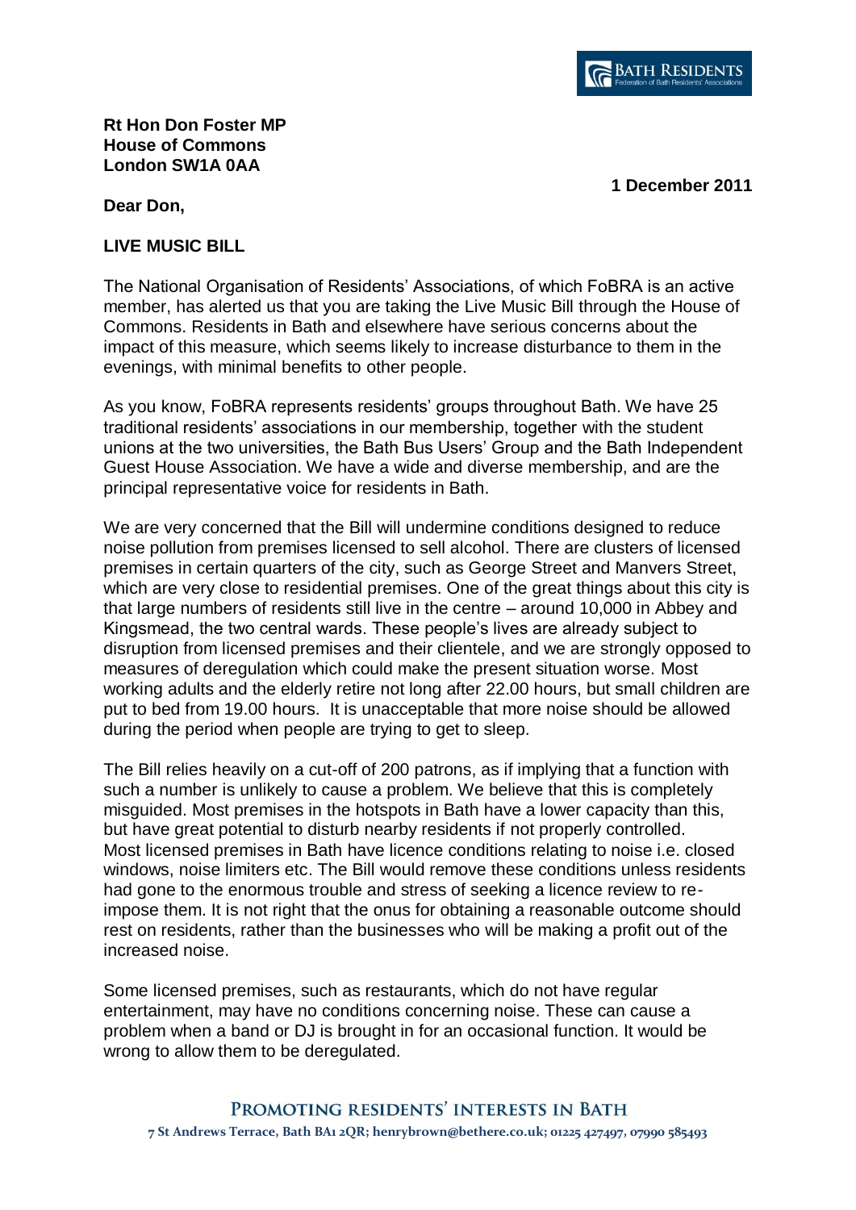BATH RESIDENTS
Federation of Bath Residents' Associations

**Rt Hon Don Foster MP**
**House of Commons**
**London SW1A 0AA**

**1 December 2011**

**Dear Don,**

**LIVE MUSIC BILL**

The National Organisation of Residents' Associations, of which FoBRA is an active member, has alerted us that you are taking the Live Music Bill through the House of Commons. Residents in Bath and elsewhere have serious concerns about the impact of this measure, which seems likely to increase disturbance to them in the evenings, with minimal benefits to other people.

As you know, FoBRA represents residents' groups throughout Bath. We have 25 traditional residents' associations in our membership, together with the student unions at the two universities, the Bath Bus Users' Group and the Bath Independent Guest House Association. We have a wide and diverse membership, and are the principal representative voice for residents in Bath.

We are very concerned that the Bill will undermine conditions designed to reduce noise pollution from premises licensed to sell alcohol. There are clusters of licensed premises in certain quarters of the city, such as George Street and Manvers Street, which are very close to residential premises. One of the great things about this city is that large numbers of residents still live in the centre – around 10,000 in Abbey and Kingsmead, the two central wards. These people's lives are already subject to disruption from licensed premises and their clientele, and we are strongly opposed to measures of deregulation which could make the present situation worse. Most working adults and the elderly retire not long after 22.00 hours, but small children are put to bed from 19.00 hours. It is unacceptable that more noise should be allowed during the period when people are trying to get to sleep.

The Bill relies heavily on a cut-off of 200 patrons, as if implying that a function with such a number is unlikely to cause a problem. We believe that this is completely misguided. Most premises in the hotspots in Bath have a lower capacity than this, but have great potential to disturb nearby residents if not properly controlled. Most licensed premises in Bath have licence conditions relating to noise i.e. closed windows, noise limiters etc. The Bill would remove these conditions unless residents had gone to the enormous trouble and stress of seeking a licence review to re-impose them. It is not right that the onus for obtaining a reasonable outcome should rest on residents, rather than the businesses who will be making a profit out of the increased noise.

Some licensed premises, such as restaurants, which do not have regular entertainment, may have no conditions concerning noise. These can cause a problem when a band or DJ is brought in for an occasional function. It would be wrong to allow them to be deregulated.

PROMOTING RESIDENTS' INTERESTS IN BATH
7 St Andrews Terrace, Bath BA1 2QR; henrybrown@bethere.co.uk; 01225 427497, 07990 585493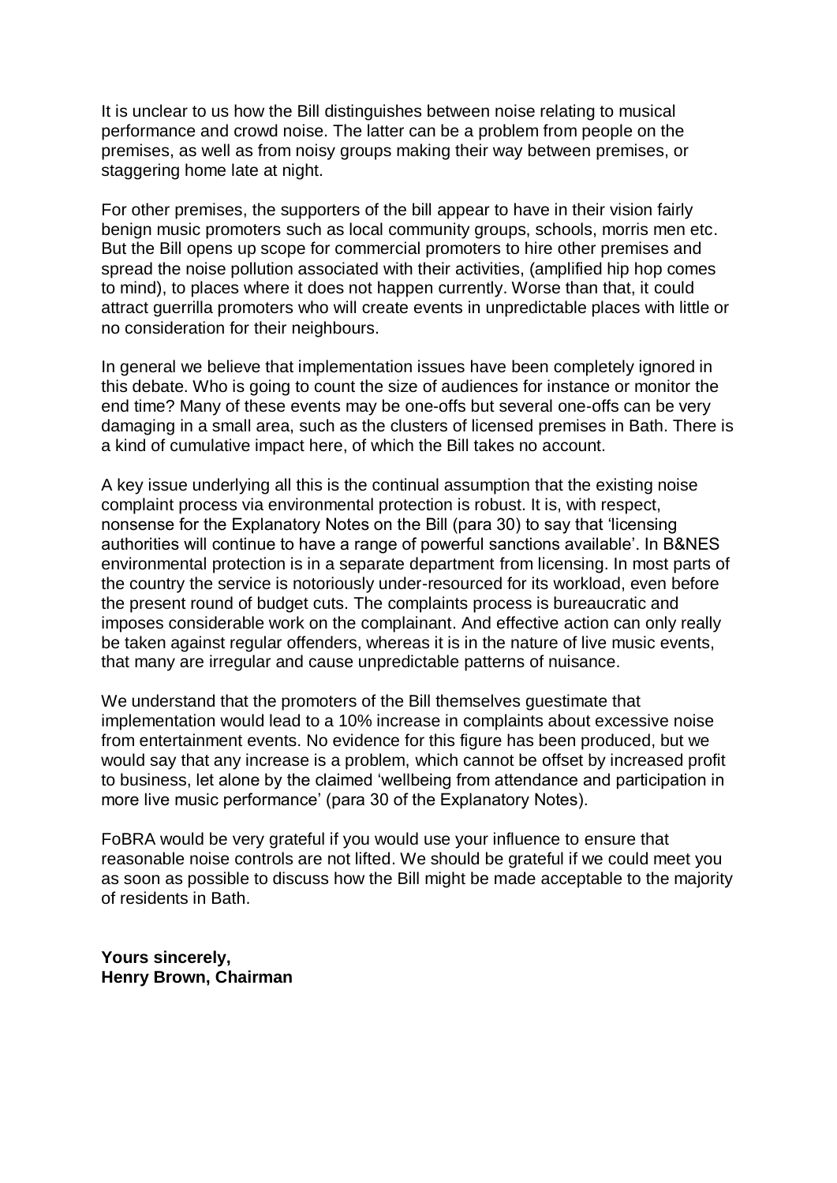It is unclear to us how the Bill distinguishes between noise relating to musical performance and crowd noise. The latter can be a problem from people on the premises, as well as from noisy groups making their way between premises, or staggering home late at night.

For other premises, the supporters of the bill appear to have in their vision fairly benign music promoters such as local community groups, schools, morris men etc. But the Bill opens up scope for commercial promoters to hire other premises and spread the noise pollution associated with their activities, (amplified hip hop comes to mind), to places where it does not happen currently. Worse than that, it could attract guerrilla promoters who will create events in unpredictable places with little or no consideration for their neighbours.

In general we believe that implementation issues have been completely ignored in this debate. Who is going to count the size of audiences for instance or monitor the end time? Many of these events may be one-offs but several one-offs can be very damaging in a small area, such as the clusters of licensed premises in Bath. There is a kind of cumulative impact here, of which the Bill takes no account.

A key issue underlying all this is the continual assumption that the existing noise complaint process via environmental protection is robust. It is, with respect, nonsense for the Explanatory Notes on the Bill (para 30) to say that 'licensing authorities will continue to have a range of powerful sanctions available'. In B&NES environmental protection is in a separate department from licensing. In most parts of the country the service is notoriously under-resourced for its workload, even before the present round of budget cuts. The complaints process is bureaucratic and imposes considerable work on the complainant. And effective action can only really be taken against regular offenders, whereas it is in the nature of live music events, that many are irregular and cause unpredictable patterns of nuisance.

We understand that the promoters of the Bill themselves guestimate that implementation would lead to a 10% increase in complaints about excessive noise from entertainment events. No evidence for this figure has been produced, but we would say that any increase is a problem, which cannot be offset by increased profit to business, let alone by the claimed 'wellbeing from attendance and participation in more live music performance' (para 30 of the Explanatory Notes).

FoBRA would be very grateful if you would use your influence to ensure that reasonable noise controls are not lifted. We should be grateful if we could meet you as soon as possible to discuss how the Bill might be made acceptable to the majority of residents in Bath.

**Yours sincerely,**
**Henry Brown, Chairman**